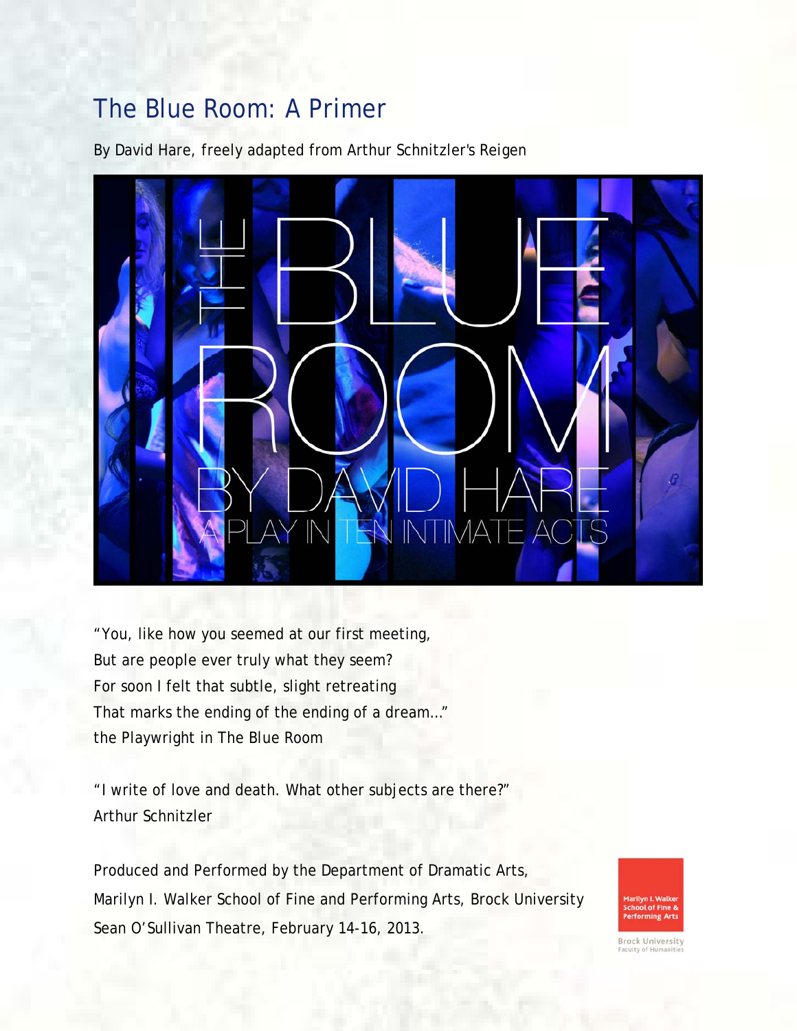# The Blue Room: A Primer

By David Hare, freely adapted from Arthur Schnitzler's Reigen

THE BLUE ROOM

BY DAVID HARE

A PLAY IN TEN INTIMATE ACTS

"You, like how you seemed at our first meeting,
But are people ever truly what they seem?
For soon I felt that subtle, slight retreating
That marks the ending of the ending of a dream…"
the Playwright in The Blue Room

"I write of love and death. What other subjects are there?"
Arthur Schnitzler

Produced and Performed by the Department of Dramatic Arts,
Marilyn I. Walker School of Fine and Performing Arts, Brock University
Sean O'Sullivan Theatre, February 14-16, 2013.

Marilyn I. Walker School of Fine & Performing Arts

Brock University
Faculty of Humanities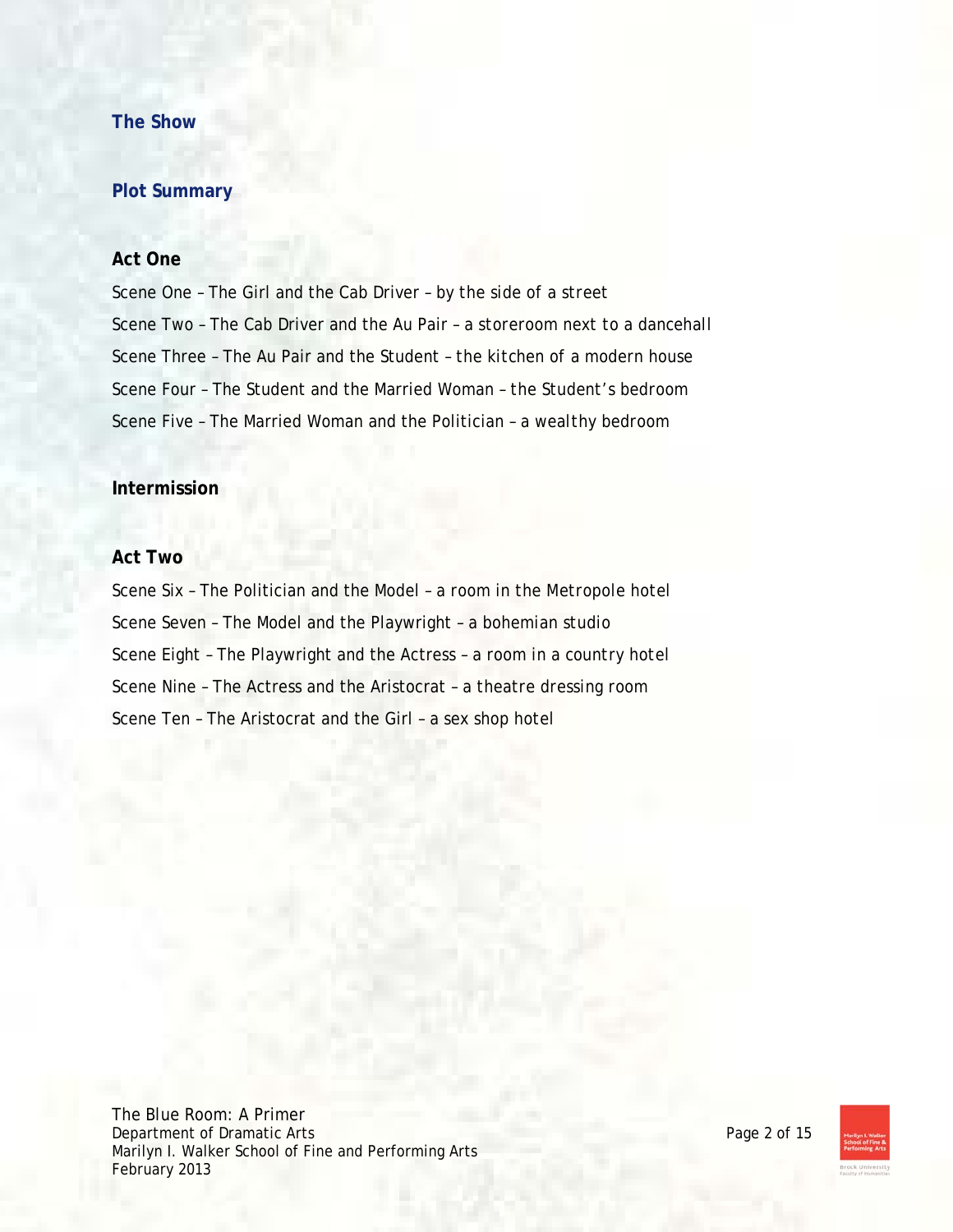## The Show

### Plot Summary

**Act One**

Scene One – The Girl and the Cab Driver – by the side of a street
Scene Two – The Cab Driver and the Au Pair – a storeroom next to a dancehall
Scene Three – The Au Pair and the Student – the kitchen of a modern house
Scene Four – The Student and the Married Woman – the Student's bedroom
Scene Five – The Married Woman and the Politician – a wealthy bedroom

**Intermission**

**Act Two**

Scene Six – The Politician and the Model – a room in the Metropole hotel
Scene Seven – The Model and the Playwright – a bohemian studio
Scene Eight – The Playwright and the Actress – a room in a country hotel
Scene Nine – The Actress and the Aristocrat – a theatre dressing room
Scene Ten – The Aristocrat and the Girl – a sex shop hotel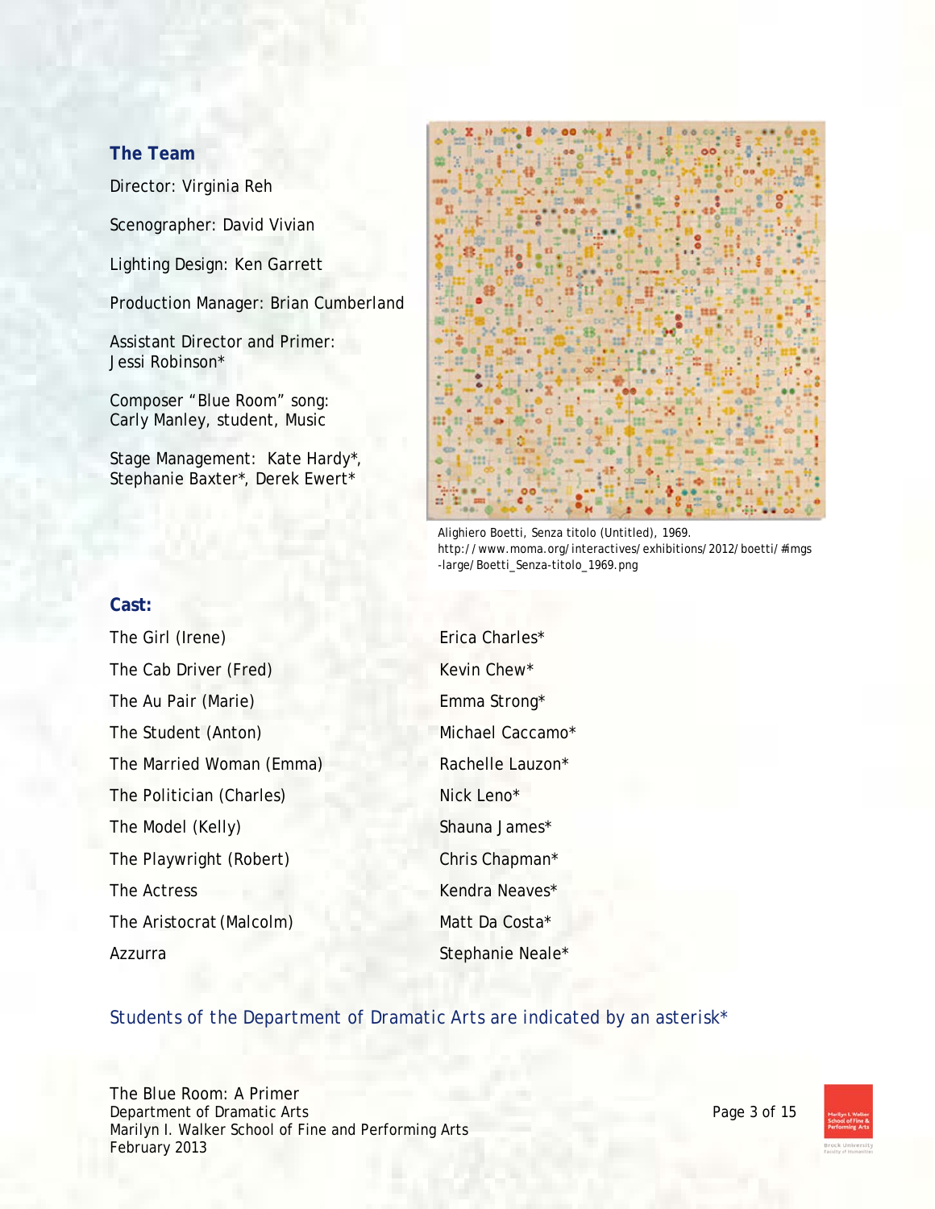## The Team

Director: Virginia Reh

Scenographer: David Vivian

Lighting Design: Ken Garrett

Production Manager: Brian Cumberland

Assistant Director and Primer:
Jessi Robinson*

Composer "Blue Room" song:
Carly Manley, student, Music

Stage Management: Kate Hardy*, Stephanie Baxter*, Derek Ewert*

Alighiero Boetti, Senza titolo (Untitled), 1969.
http://www.moma.org/interactives/exhibitions/2012/boetti/#imgs-large/Boetti_Senza-titolo_1969.png

## Cast:

| | |
|---|---|
| The Girl (Irene) | Erica Charles* |
| The Cab Driver (Fred) | Kevin Chew* |
| The Au Pair (Marie) | Emma Strong* |
| The Student (Anton) | Michael Caccamo* |
| The Married Woman (Emma) | Rachelle Lauzon* |
| The Politician (Charles) | Nick Leno* |
| The Model (Kelly) | Shauna James* |
| The Playwright (Robert) | Chris Chapman* |
| The Actress | Kendra Neaves* |
| The Aristocrat (Malcolm) | Matt Da Costa* |
| Azzurra | Stephanie Neale* |

Students of the Department of Dramatic Arts are indicated by an asterisk*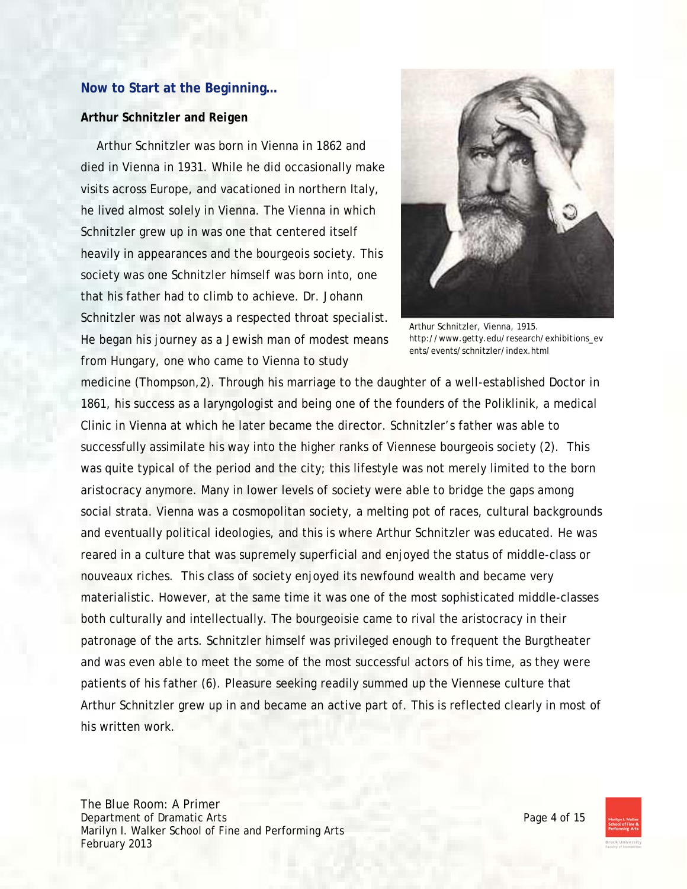## Now to Start at the Beginning…

### Arthur Schnitzler and Reigen

Arthur Schnitzler was born in Vienna in 1862 and died in Vienna in 1931. While he did occasionally make visits across Europe, and vacationed in northern Italy, he lived almost solely in Vienna. The Vienna in which Schnitzler grew up in was one that centered itself heavily in appearances and the bourgeois society. This society was one Schnitzler himself was born into, one that his father had to climb to achieve. Dr. Johann Schnitzler was not always a respected throat specialist. He began his journey as a Jewish man of modest means from Hungary, one who came to Vienna to study medicine (Thompson,2). Through his marriage to the daughter of a well-established Doctor in 1861, his success as a laryngologist and being one of the founders of the Poliklinik, a medical Clinic in Vienna at which he later became the director. Schnitzler's father was able to successfully assimilate his way into the higher ranks of Viennese bourgeois society (2). This was quite typical of the period and the city; this lifestyle was not merely limited to the born aristocracy anymore. Many in lower levels of society were able to bridge the gaps among social strata. Vienna was a cosmopolitan society, a melting pot of races, cultural backgrounds and eventually political ideologies, and this is where Arthur Schnitzler was educated. He was reared in a culture that was supremely superficial and enjoyed the status of middle-class or nouveaux riches. This class of society enjoyed its newfound wealth and became very materialistic. However, at the same time it was one of the most sophisticated middle-classes both culturally and intellectually. The bourgeoisie came to rival the aristocracy in their patronage of the arts. Schnitzler himself was privileged enough to frequent the Burgtheater and was even able to meet the some of the most successful actors of his time, as they were patients of his father (6). Pleasure seeking readily summed up the Viennese culture that Arthur Schnitzler grew up in and became an active part of. This is reflected clearly in most of his written work.

Arthur Schnitzler, Vienna, 1915.
http://www.getty.edu/research/exhibitions_events/events/schnitzler/index.html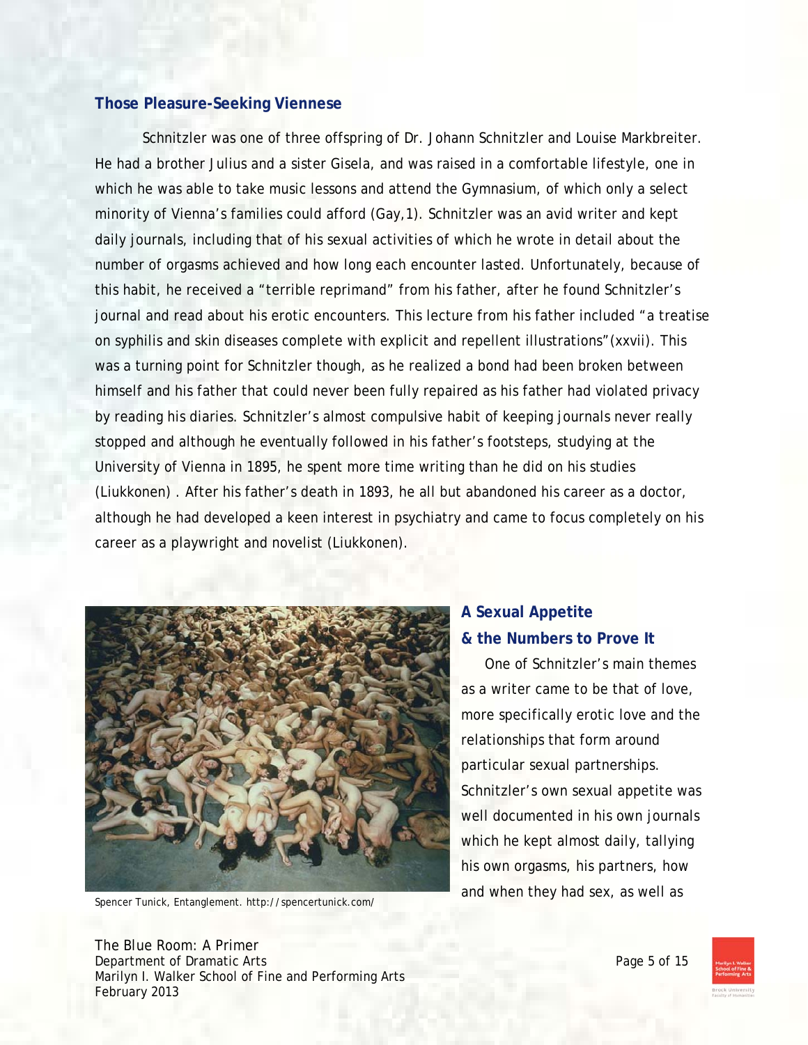### Those Pleasure-Seeking Viennese

Schnitzler was one of three offspring of Dr. Johann Schnitzler and Louise Markbreiter. He had a brother Julius and a sister Gisela, and was raised in a comfortable lifestyle, one in which he was able to take music lessons and attend the Gymnasium, of which only a select minority of Vienna's families could afford (Gay,1). Schnitzler was an avid writer and kept daily journals, including that of his sexual activities of which he wrote in detail about the number of orgasms achieved and how long each encounter lasted. Unfortunately, because of this habit, he received a "terrible reprimand" from his father, after he found Schnitzler's journal and read about his erotic encounters. This lecture from his father included "a treatise on syphilis and skin diseases complete with explicit and repellent illustrations"(xxvii). This was a turning point for Schnitzler though, as he realized a bond had been broken between himself and his father that could never been fully repaired as his father had violated privacy by reading his diaries. Schnitzler's almost compulsive habit of keeping journals never really stopped and although he eventually followed in his father's footsteps, studying at the University of Vienna in 1895, he spent more time writing than he did on his studies (Liukkonen) . After his father's death in 1893, he all but abandoned his career as a doctor, although he had developed a keen interest in psychiatry and came to focus completely on his career as a playwright and novelist (Liukkonen).

Spencer Tunick, Entanglement. http://spencertunick.com/

### A Sexual Appetite & the Numbers to Prove It

One of Schnitzler's main themes as a writer came to be that of love, more specifically erotic love and the relationships that form around particular sexual partnerships. Schnitzler's own sexual appetite was well documented in his own journals which he kept almost daily, tallying his own orgasms, his partners, how and when they had sex, as well as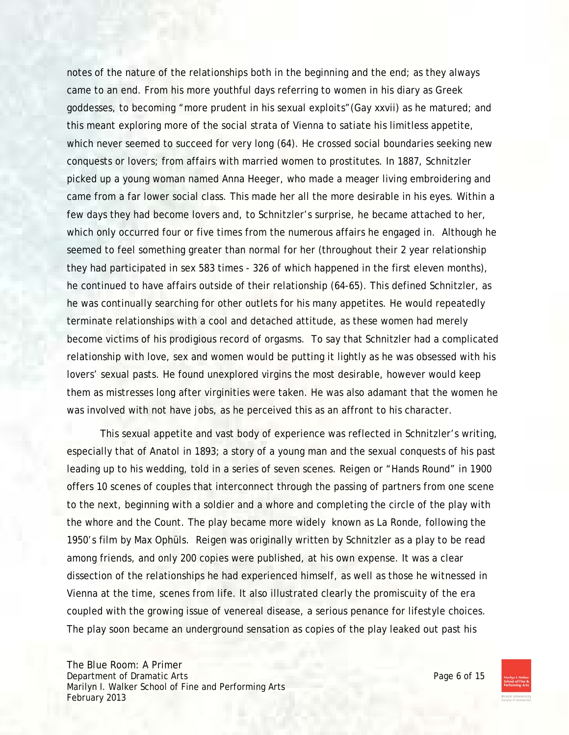notes of the nature of the relationships both in the beginning and the end; as they always came to an end. From his more youthful days referring to women in his diary as Greek goddesses, to becoming "more prudent in his sexual exploits"(Gay xxvii) as he matured; and this meant exploring more of the social strata of Vienna to satiate his limitless appetite, which never seemed to succeed for very long (64). He crossed social boundaries seeking new conquests or lovers; from affairs with married women to prostitutes. In 1887, Schnitzler picked up a young woman named Anna Heeger, who made a meager living embroidering and came from a far lower social class. This made her all the more desirable in his eyes. Within a few days they had become lovers and, to Schnitzler's surprise, he became attached to her, which only occurred four or five times from the numerous affairs he engaged in. Although he seemed to feel something greater than normal for her (throughout their 2 year relationship they had participated in sex 583 times - 326 of which happened in the first eleven months), he continued to have affairs outside of their relationship (64-65). This defined Schnitzler, as he was continually searching for other outlets for his many appetites. He would repeatedly terminate relationships with a cool and detached attitude, as these women had merely become victims of his prodigious record of orgasms. To say that Schnitzler had a complicated relationship with love, sex and women would be putting it lightly as he was obsessed with his lovers' sexual pasts. He found unexplored virgins the most desirable, however would keep them as mistresses long after virginities were taken. He was also adamant that the women he was involved with not have jobs, as he perceived this as an affront to his character.

This sexual appetite and vast body of experience was reflected in Schnitzler's writing, especially that of Anatol in 1893; a story of a young man and the sexual conquests of his past leading up to his wedding, told in a series of seven scenes. Reigen or "Hands Round" in 1900 offers 10 scenes of couples that interconnect through the passing of partners from one scene to the next, beginning with a soldier and a whore and completing the circle of the play with the whore and the Count. The play became more widely known as La Ronde, following the 1950's film by Max Ophüls. Reigen was originally written by Schnitzler as a play to be read among friends, and only 200 copies were published, at his own expense. It was a clear dissection of the relationships he had experienced himself, as well as those he witnessed in Vienna at the time, scenes from life. It also illustrated clearly the promiscuity of the era coupled with the growing issue of venereal disease, a serious penance for lifestyle choices. The play soon became an underground sensation as copies of the play leaked out past his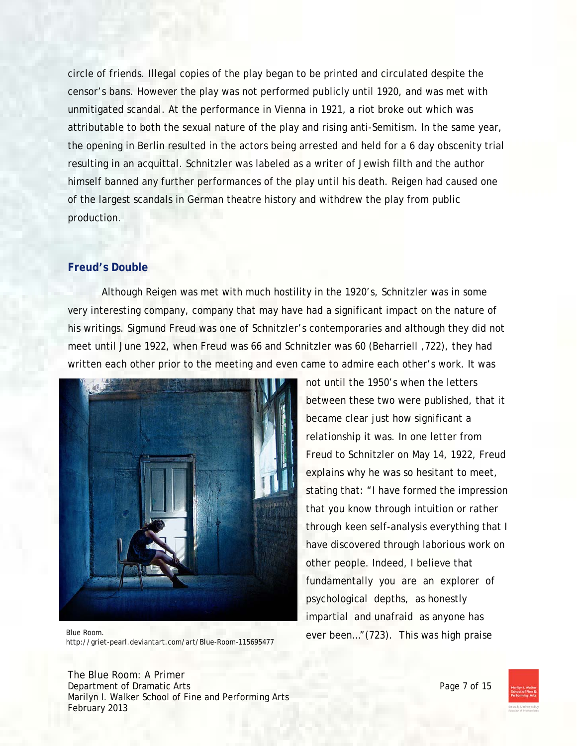circle of friends. Illegal copies of the play began to be printed and circulated despite the censor's bans. However the play was not performed publicly until 1920, and was met with unmitigated scandal. At the performance in Vienna in 1921, a riot broke out which was attributable to both the sexual nature of the play and rising anti-Semitism. In the same year, the opening in Berlin resulted in the actors being arrested and held for a 6 day obscenity trial resulting in an acquittal. Schnitzler was labeled as a writer of Jewish filth and the author himself banned any further performances of the play until his death. Reigen had caused one of the largest scandals in German theatre history and withdrew the play from public production.

## Freud's Double

Although Reigen was met with much hostility in the 1920's, Schnitzler was in some very interesting company, company that may have had a significant impact on the nature of his writings. Sigmund Freud was one of Schnitzler's contemporaries and although they did not meet until June 1922, when Freud was 66 and Schnitzler was 60 (Beharriell ,722), they had written each other prior to the meeting and even came to admire each other's work. It was not until the 1950's when the letters between these two were published, that it became clear just how significant a relationship it was. In one letter from Freud to Schnitzler on May 14, 1922, Freud explains why he was so hesitant to meet, stating that: "I have formed the impression that you know through intuition or rather through keen self-analysis everything that I have discovered through laborious work on other people. Indeed, I believe that fundamentally you are an explorer of psychological depths, as honestly impartial and unafraid as anyone has ever been…"(723). This was high praise

Blue Room.
http://griet-pearl.deviantart.com/art/Blue-Room-115695477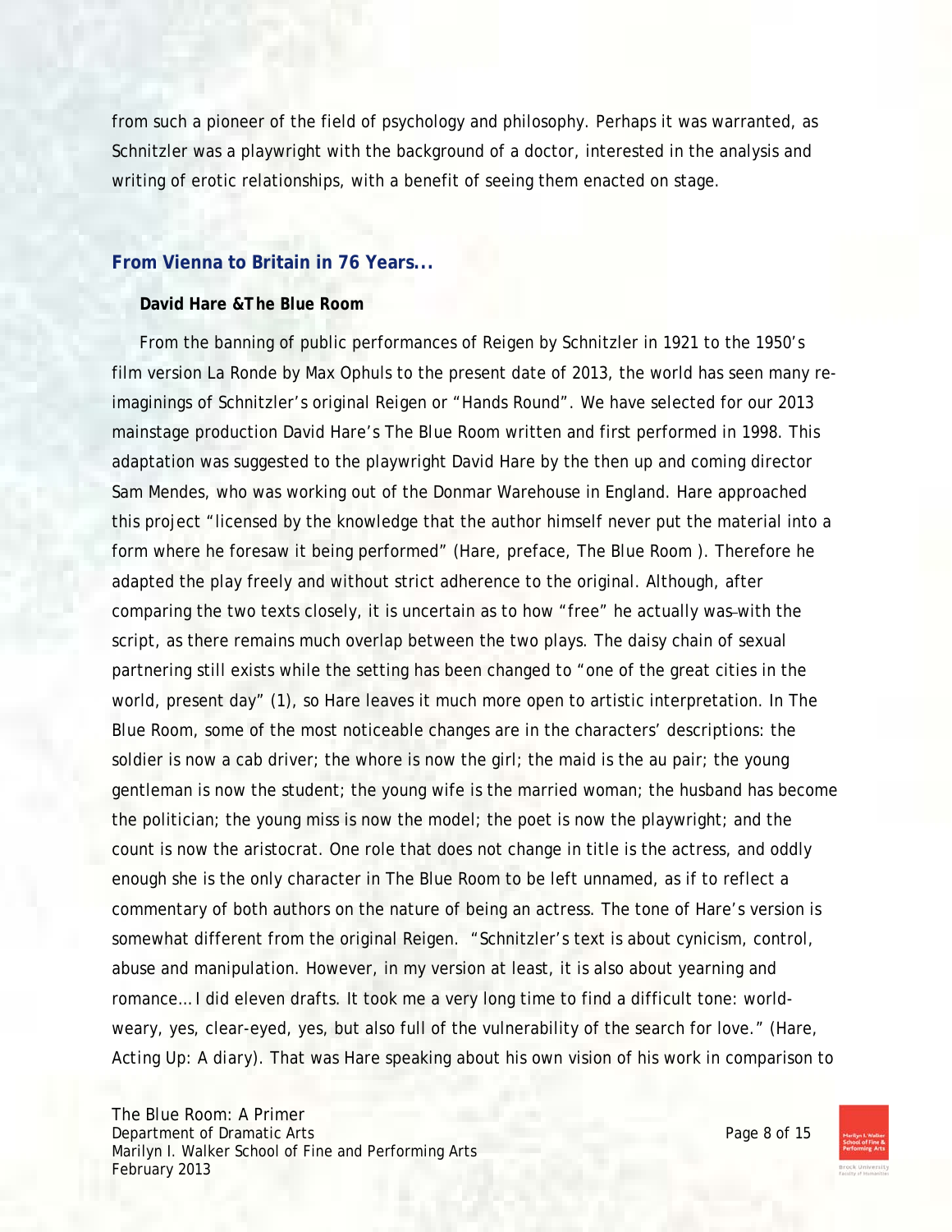from such a pioneer of the field of psychology and philosophy. Perhaps it was warranted, as Schnitzler was a playwright with the background of a doctor, interested in the analysis and writing of erotic relationships, with a benefit of seeing them enacted on stage.

## From Vienna to Britain in 76 Years...

### David Hare &The Blue Room

From the banning of public performances of Reigen by Schnitzler in 1921 to the 1950's film version La Ronde by Max Ophuls to the present date of 2013, the world has seen many re-imaginings of Schnitzler's original Reigen or "Hands Round". We have selected for our 2013 mainstage production David Hare's The Blue Room written and first performed in 1998. This adaptation was suggested to the playwright David Hare by the then up and coming director Sam Mendes, who was working out of the Donmar Warehouse in England. Hare approached this project "licensed by the knowledge that the author himself never put the material into a form where he foresaw it being performed" (Hare, preface, The Blue Room ). Therefore he adapted the play freely and without strict adherence to the original. Although, after comparing the two texts closely, it is uncertain as to how "free" he actually was with the script, as there remains much overlap between the two plays. The daisy chain of sexual partnering still exists while the setting has been changed to "one of the great cities in the world, present day" (1), so Hare leaves it much more open to artistic interpretation. In The Blue Room, some of the most noticeable changes are in the characters' descriptions: the soldier is now a cab driver; the whore is now the girl; the maid is the au pair; the young gentleman is now the student; the young wife is the married woman; the husband has become the politician; the young miss is now the model; the poet is now the playwright; and the count is now the aristocrat. One role that does not change in title is the actress, and oddly enough she is the only character in The Blue Room to be left unnamed, as if to reflect a commentary of both authors on the nature of being an actress. The tone of Hare's version is somewhat different from the original Reigen. "Schnitzler's text is about cynicism, control, abuse and manipulation. However, in my version at least, it is also about yearning and romance… I did eleven drafts. It took me a very long time to find a difficult tone: world-weary, yes, clear-eyed, yes, but also full of the vulnerability of the search for love." (Hare, *Acting Up: A diary*). That was Hare speaking about his own vision of his work in comparison to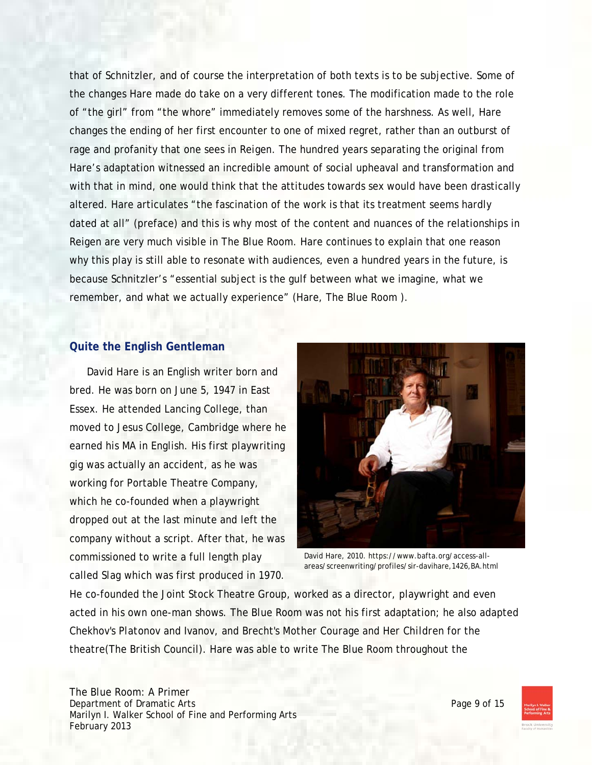that of Schnitzler, and of course the interpretation of both texts is to be subjective. Some of the changes Hare made do take on a very different tones. The modification made to the role of "the girl" from "the whore" immediately removes some of the harshness. As well, Hare changes the ending of her first encounter to one of mixed regret, rather than an outburst of rage and profanity that one sees in *Reigen*. The hundred years separating the original from Hare's adaptation witnessed an incredible amount of social upheaval and transformation and with that in mind, one would think that the attitudes towards sex would have been drastically altered. Hare articulates "the fascination of the work is that its treatment seems hardly dated at all" (preface) and this is why most of the content and nuances of the relationships in *Reigen* are very much visible in *The Blue Room*. Hare continues to explain that one reason why this play is still able to resonate with audiences, even a hundred years in the future, is because Schnitzler's "essential subject is the gulf between what we imagine, what we remember, and what we actually experience" (Hare, *The Blue Room* ).

## Quite the English Gentleman

David Hare is an English writer born and bred. He was born on June 5, 1947 in East Essex. He attended Lancing College, than moved to Jesus College, Cambridge where he earned his MA in English. His first playwriting gig was actually an accident, as he was working for Portable Theatre Company, which he co-founded when a playwright dropped out at the last minute and left the company without a script. After that, he was commissioned to write a full length play called *Slag* which was first produced in 1970.

David Hare, 2010. https://www.bafta.org/access-all-areas/screenwriting/profiles/sir-davihare,1426,BA.html

He co-founded the Joint Stock Theatre Group, worked as a director, playwright and even acted in his own one-man shows. *The Blue Room* was not his first adaptation; he also adapted Chekhov's *Platonov* and *Ivanov*, and Brecht's *Mother Courage and Her Children* for the theatre(The British Council). Hare was able to write *The Blue Room* throughout the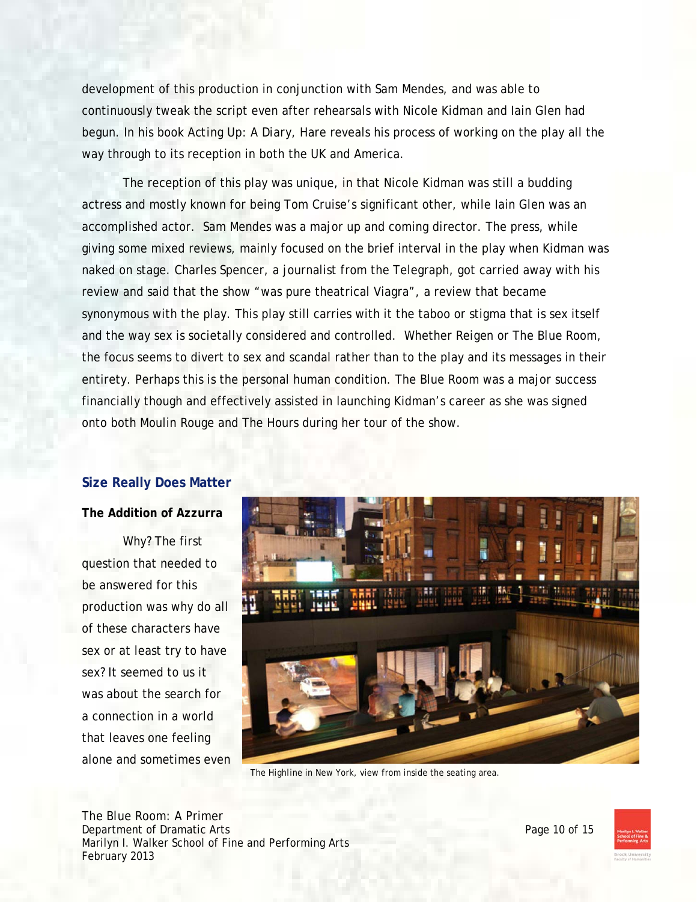development of this production in conjunction with Sam Mendes, and was able to continuously tweak the script even after rehearsals with Nicole Kidman and Iain Glen had begun. In his book *Acting Up: A Diary*, Hare reveals his process of working on the play all the way through to its reception in both the UK and America.

The reception of this play was unique, in that Nicole Kidman was still a budding actress and mostly known for being Tom Cruise's significant other, while Iain Glen was an accomplished actor. Sam Mendes was a major up and coming director. The press, while giving some mixed reviews, mainly focused on the brief interval in the play when Kidman was naked on stage. Charles Spencer, a journalist from the Telegraph, got carried away with his review and said that the show "was pure theatrical Viagra", a review that became synonymous with the play. This play still carries with it the taboo or stigma that is sex itself and the way sex is societally considered and controlled. Whether Reigen or The Blue Room, the focus seems to divert to sex and scandal rather than to the play and its messages in their entirety. Perhaps this is the personal human condition. The Blue Room was a major success financially though and effectively assisted in launching Kidman's career as she was signed onto both Moulin Rouge and The Hours during her tour of the show.

## Size Really Does Matter

**The Addition of Azzurra**

Why? The first question that needed to be answered for this production was why do all of these characters have sex or at least try to have sex? It seemed to us it was about the search for a connection in a world that leaves one feeling alone and sometimes even

The Highline in New York, view from inside the seating area.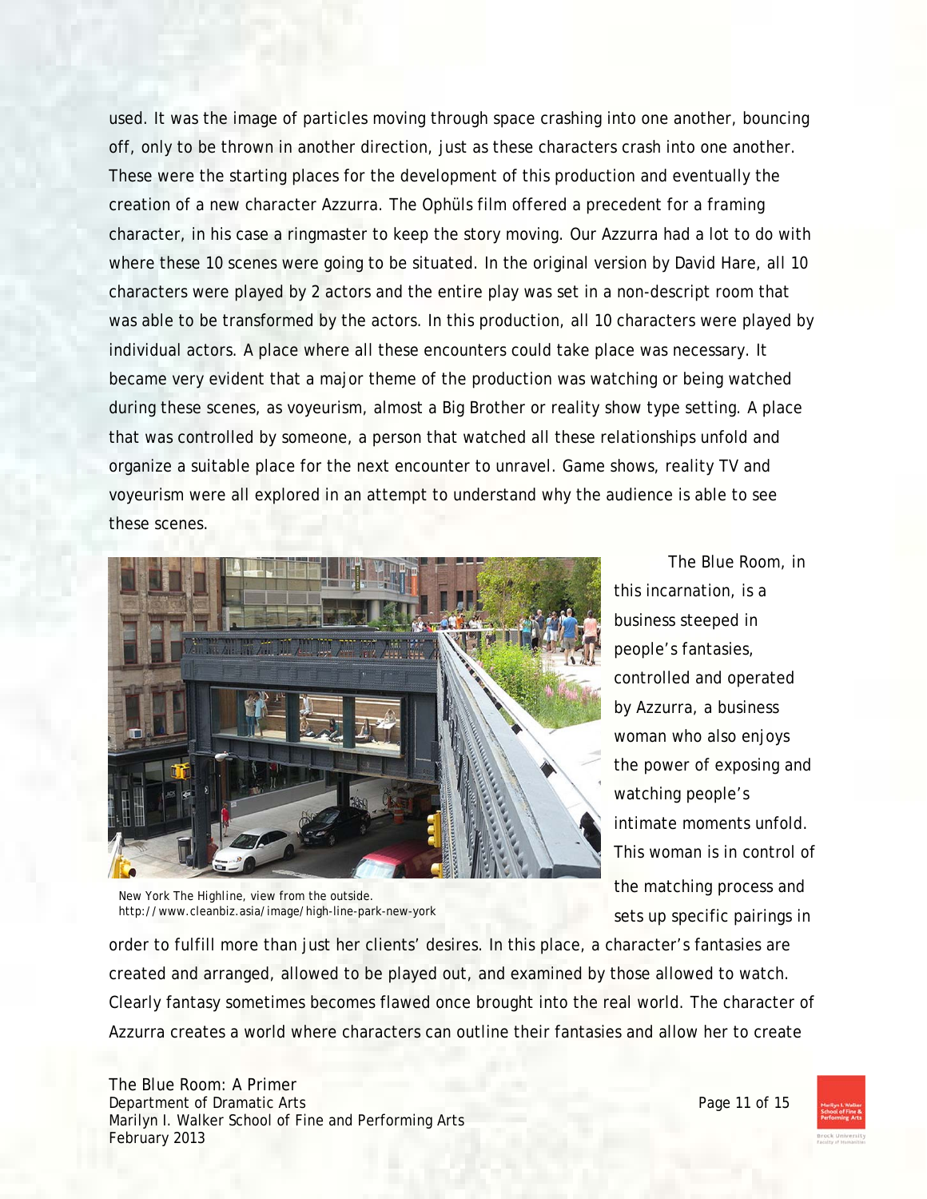used. It was the image of particles moving through space crashing into one another, bouncing off, only to be thrown in another direction, just as these characters crash into one another. These were the starting places for the development of this production and eventually the creation of a new character Azzurra. The Ophüls film offered a precedent for a framing character, in his case a ringmaster to keep the story moving. Our Azzurra had a lot to do with where these 10 scenes were going to be situated. In the original version by David Hare, all 10 characters were played by 2 actors and the entire play was set in a non-descript room that was able to be transformed by the actors. In this production, all 10 characters were played by individual actors. A place where all these encounters could take place was necessary. It became very evident that a major theme of the production was watching or being watched during these scenes, as voyeurism, almost a Big Brother or reality show type setting. A place that was controlled by someone, a person that watched all these relationships unfold and organize a suitable place for the next encounter to unravel. Game shows, reality TV and voyeurism were all explored in an attempt to understand why the audience is able to see these scenes.

New York The Highline, view from the outside.
http://www.cleanbiz.asia/image/high-line-park-new-york

The Blue Room, in this incarnation, is a business steeped in people's fantasies, controlled and operated by Azzurra, a business woman who also enjoys the power of exposing and watching people's intimate moments unfold. This woman is in control of the matching process and sets up specific pairings in order to fulfill more than just her clients' desires. In this place, a character's fantasies are created and arranged, allowed to be played out, and examined by those allowed to watch. Clearly fantasy sometimes becomes flawed once brought into the real world. The character of Azzurra creates a world where characters can outline their fantasies and allow her to create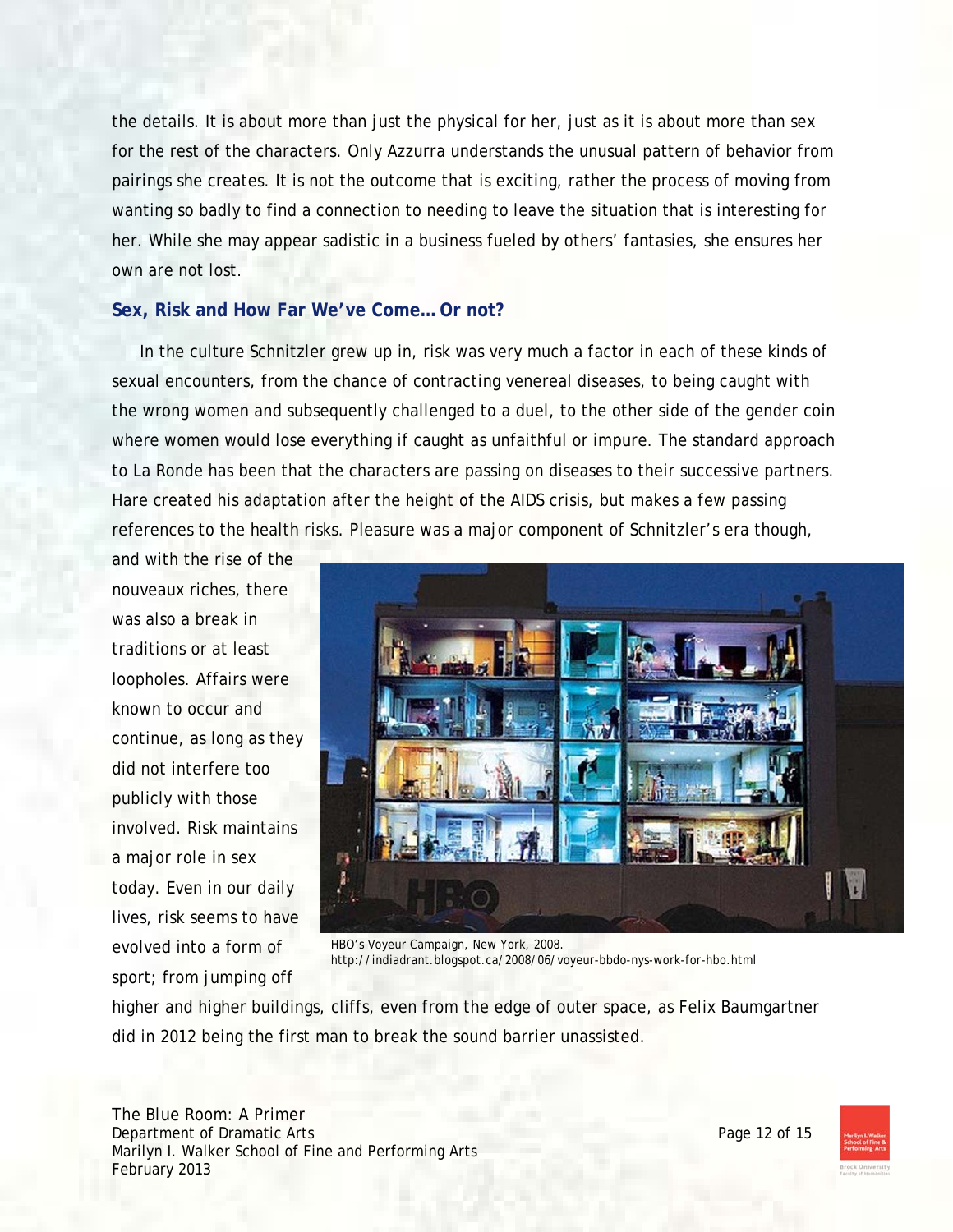the details. It is about more than just the physical for her, just as it is about more than sex for the rest of the characters. Only Azzurra understands the unusual pattern of behavior from pairings she creates. It is not the outcome that is exciting, rather the process of moving from wanting so badly to find a connection to needing to leave the situation that is interesting for her. While she may appear sadistic in a business fueled by others' fantasies, she ensures her own are not lost.

### Sex, Risk and How Far We've Come… Or not?

In the culture Schnitzler grew up in, risk was very much a factor in each of these kinds of sexual encounters, from the chance of contracting venereal diseases, to being caught with the wrong women and subsequently challenged to a duel, to the other side of the gender coin where women would lose everything if caught as unfaithful or impure. The standard approach to La Ronde has been that the characters are passing on diseases to their successive partners. Hare created his adaptation after the height of the AIDS crisis, but makes a few passing references to the health risks. Pleasure was a major component of Schnitzler's era though, and with the rise of the nouveaux riches, there was also a break in traditions or at least loopholes. Affairs were known to occur and continue, as long as they did not interfere too publicly with those involved. Risk maintains a major role in sex today. Even in our daily lives, risk seems to have evolved into a form of sport; from jumping off higher and higher buildings, cliffs, even from the edge of outer space, as Felix Baumgartner did in 2012 being the first man to break the sound barrier unassisted.

HBO's Voyeur Campaign, New York, 2008.
http://indiadrant.blogspot.ca/2008/06/voyeur-bbdo-nys-work-for-hbo.html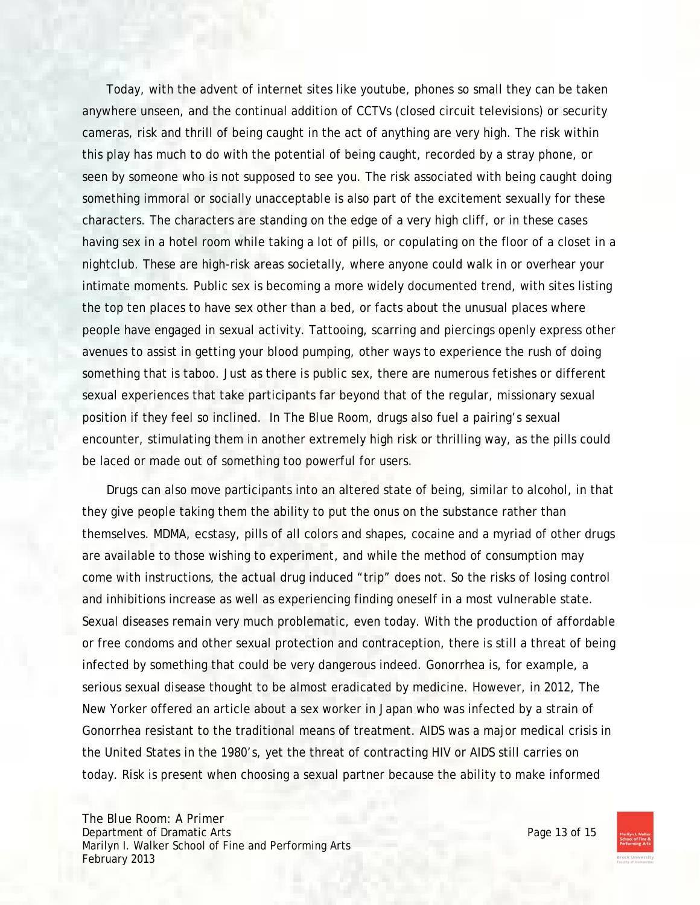Today, with the advent of internet sites like youtube, phones so small they can be taken anywhere unseen, and the continual addition of CCTVs (closed circuit televisions) or security cameras, risk and thrill of being caught in the act of anything are very high. The risk within this play has much to do with the potential of being caught, recorded by a stray phone, or seen by someone who is not supposed to see you. The risk associated with being caught doing something immoral or socially unacceptable is also part of the excitement sexually for these characters. The characters are standing on the edge of a very high cliff, or in these cases having sex in a hotel room while taking a lot of pills, or copulating on the floor of a closet in a nightclub. These are high-risk areas societally, where anyone could walk in or overhear your intimate moments. Public sex is becoming a more widely documented trend, with sites listing the top ten places to have sex other than a bed, or facts about the unusual places where people have engaged in sexual activity. Tattooing, scarring and piercings openly express other avenues to assist in getting your blood pumping, other ways to experience the rush of doing something that is taboo. Just as there is public sex, there are numerous fetishes or different sexual experiences that take participants far beyond that of the regular, missionary sexual position if they feel so inclined. In The Blue Room, drugs also fuel a pairing's sexual encounter, stimulating them in another extremely high risk or thrilling way, as the pills could be laced or made out of something too powerful for users.

Drugs can also move participants into an altered state of being, similar to alcohol, in that they give people taking them the ability to put the onus on the substance rather than themselves. MDMA, ecstasy, pills of all colors and shapes, cocaine and a myriad of other drugs are available to those wishing to experiment, and while the method of consumption may come with instructions, the actual drug induced "trip" does not. So the risks of losing control and inhibitions increase as well as experiencing finding oneself in a most vulnerable state. Sexual diseases remain very much problematic, even today. With the production of affordable or free condoms and other sexual protection and contraception, there is still a threat of being infected by something that could be very dangerous indeed. Gonorrhea is, for example, a serious sexual disease thought to be almost eradicated by medicine. However, in 2012, The New Yorker offered an article about a sex worker in Japan who was infected by a strain of Gonorrhea resistant to the traditional means of treatment. AIDS was a major medical crisis in the United States in the 1980's, yet the threat of contracting HIV or AIDS still carries on today. Risk is present when choosing a sexual partner because the ability to make informed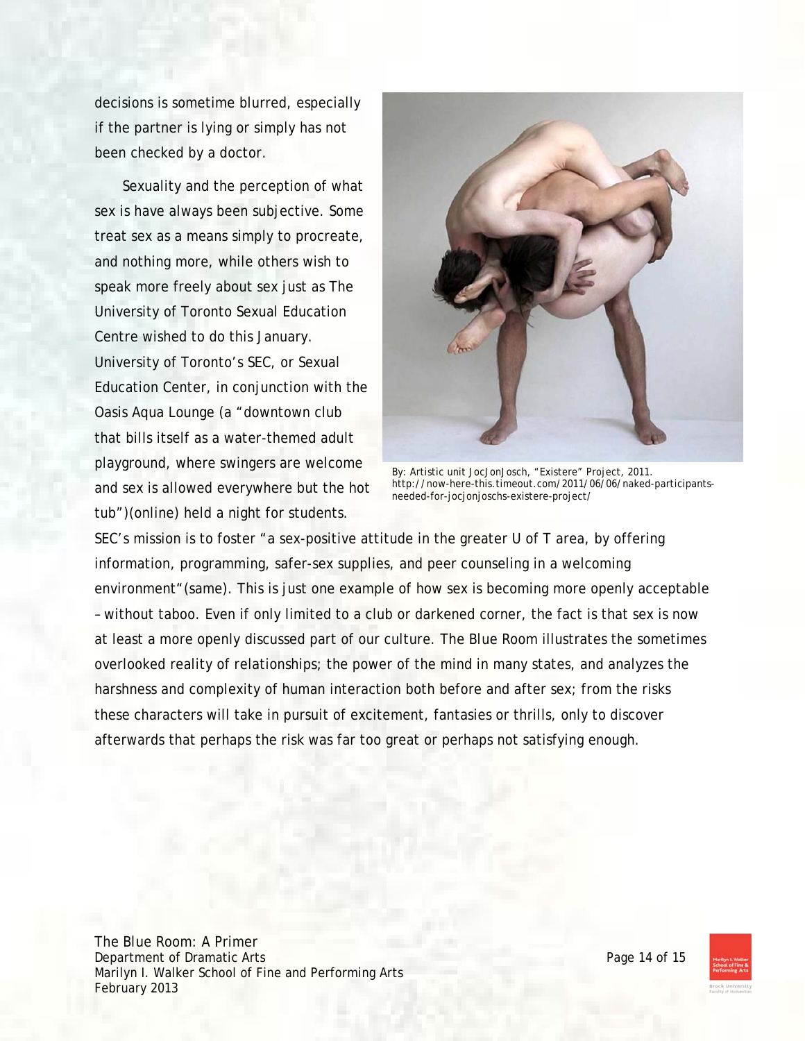decisions is sometime blurred, especially if the partner is lying or simply has not been checked by a doctor.

Sexuality and the perception of what sex is have always been subjective. Some treat sex as a means simply to procreate, and nothing more, while others wish to speak more freely about sex just as The University of Toronto Sexual Education Centre wished to do this January. University of Toronto's SEC, or Sexual Education Center, in conjunction with the Oasis Aqua Lounge (a "downtown club that bills itself as a water-themed adult playground, where swingers are welcome and sex is allowed everywhere but the hot tub")(online) held a night for students. SEC's mission is to foster "a sex-positive attitude in the greater U of T area, by offering information, programming, safer-sex supplies, and peer counseling in a welcoming environment"(same). This is just one example of how sex is becoming more openly acceptable – without taboo. Even if only limited to a club or darkened corner, the fact is that sex is now at least a more openly discussed part of our culture. The Blue Room illustrates the sometimes overlooked reality of relationships; the power of the mind in many states, and analyzes the harshness and complexity of human interaction both before and after sex; from the risks these characters will take in pursuit of excitement, fantasies or thrills, only to discover afterwards that perhaps the risk was far too great or perhaps not satisfying enough.

By: Artistic unit JocJonJosch, "Existere" Project, 2011. http://now-here-this.timeout.com/2011/06/06/naked-participants-needed-for-jocjonjoschs-existere-project/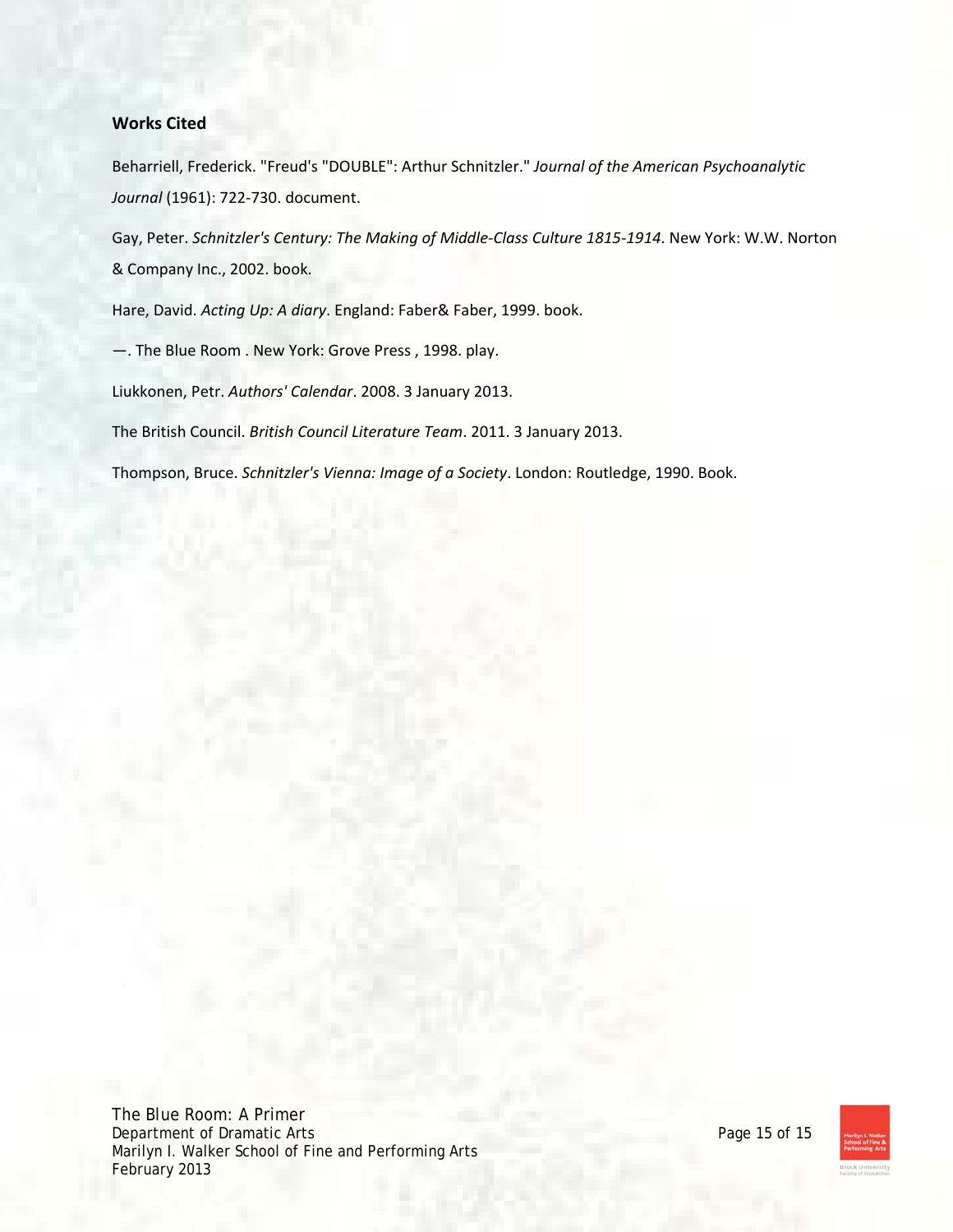**Works Cited**

Beharriell, Frederick. "Freud's "DOUBLE": Arthur Schnitzler." *Journal of the American Psychoanalytic Journal* (1961): 722-730. document.

Gay, Peter. *Schnitzler's Century: The Making of Middle-Class Culture 1815-1914*. New York: W.W. Norton & Company Inc., 2002. book.

Hare, David. *Acting Up: A diary*. England: Faber& Faber, 1999. book.

—. The Blue Room . New York: Grove Press , 1998. play.

Liukkonen, Petr. *Authors' Calendar*. 2008. 3 January 2013.

The British Council. *British Council Literature Team*. 2011. 3 January 2013.

Thompson, Bruce. *Schnitzler's Vienna: Image of a Society*. London: Routledge, 1990. Book.